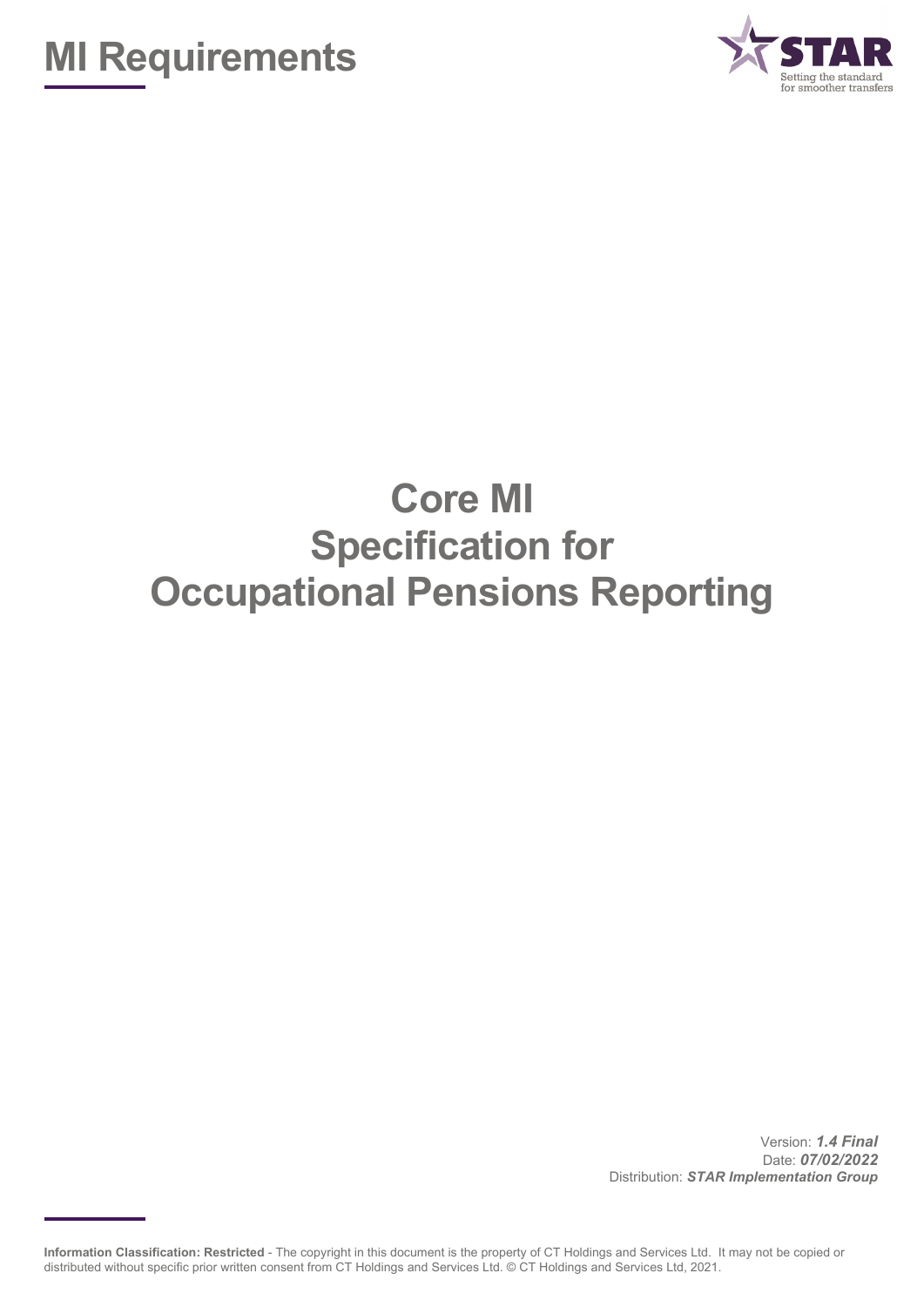# MI Requirements

STAR
Setting the standard for smoother transfers

# Core MI Specification for Occupational Pensions Reporting

Version: ***1.4 Final***
Date: ***07/02/2022***
Distribution: ***STAR Implementation Group***

**Information Classification: Restricted** - The copyright in this document is the property of CT Holdings and Services Ltd. It may not be copied or distributed without specific prior written consent from CT Holdings and Services Ltd. © CT Holdings and Services Ltd, 2021.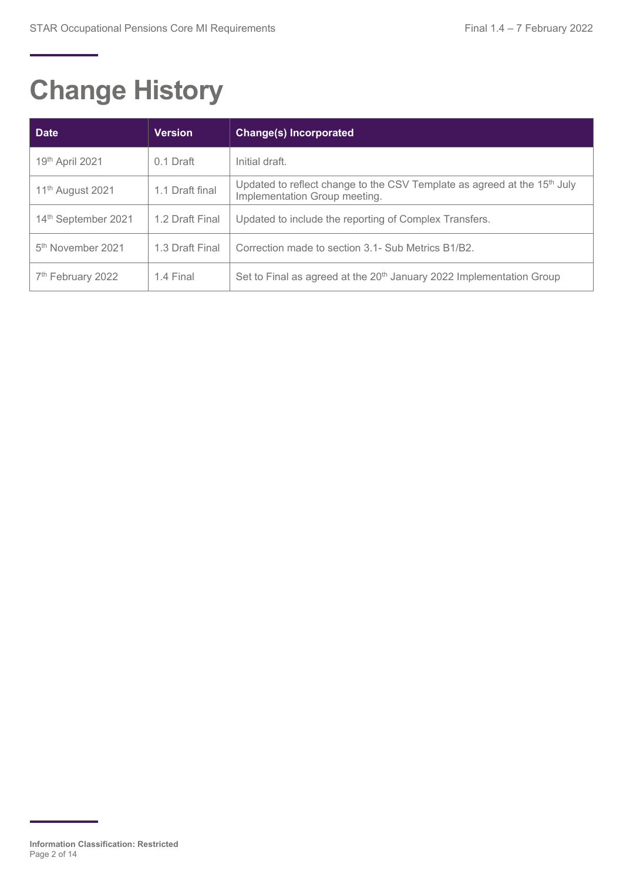# Change History

| Date | Version | Change(s) Incorporated |
| --- | --- | --- |
| 19th April 2021 | 0.1 Draft | Initial draft. |
| 11th August 2021 | 1.1 Draft final | Updated to reflect change to the CSV Template as agreed at the 15th July Implementation Group meeting. |
| 14th September 2021 | 1.2 Draft Final | Updated to include the reporting of Complex Transfers. |
| 5th November 2021 | 1.3 Draft Final | Correction made to section 3.1- Sub Metrics B1/B2. |
| 7th February 2022 | 1.4 Final | Set to Final as agreed at the 20th January 2022 Implementation Group |

**Information Classification: Restricted**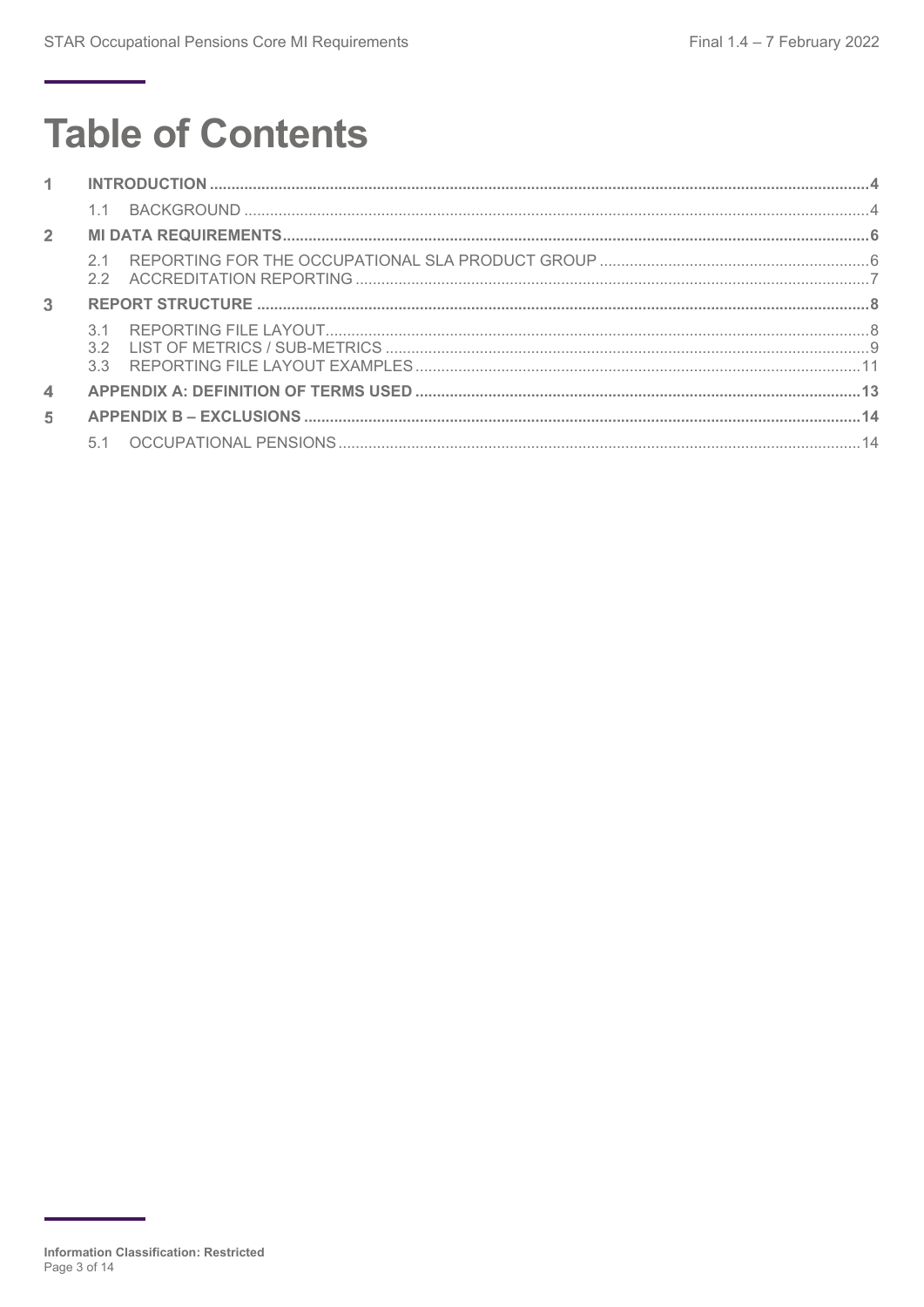# Table of Contents

1 INTRODUCTION .....4

1.1 BACKGROUND .....4

2 MI DATA REQUIREMENTS .....6

2.1 REPORTING FOR THE OCCUPATIONAL SLA PRODUCT GROUP .....6

2.2 ACCREDITATION REPORTING .....7

3 REPORT STRUCTURE .....8

3.1 REPORTING FILE LAYOUT .....8

3.2 LIST OF METRICS / SUB-METRICS .....9

3.3 REPORTING FILE LAYOUT EXAMPLES .....11

4 APPENDIX A: DEFINITION OF TERMS USED .....13

5 APPENDIX B – EXCLUSIONS .....14

5.1 OCCUPATIONAL PENSIONS .....14

**Information Classification: Restricted**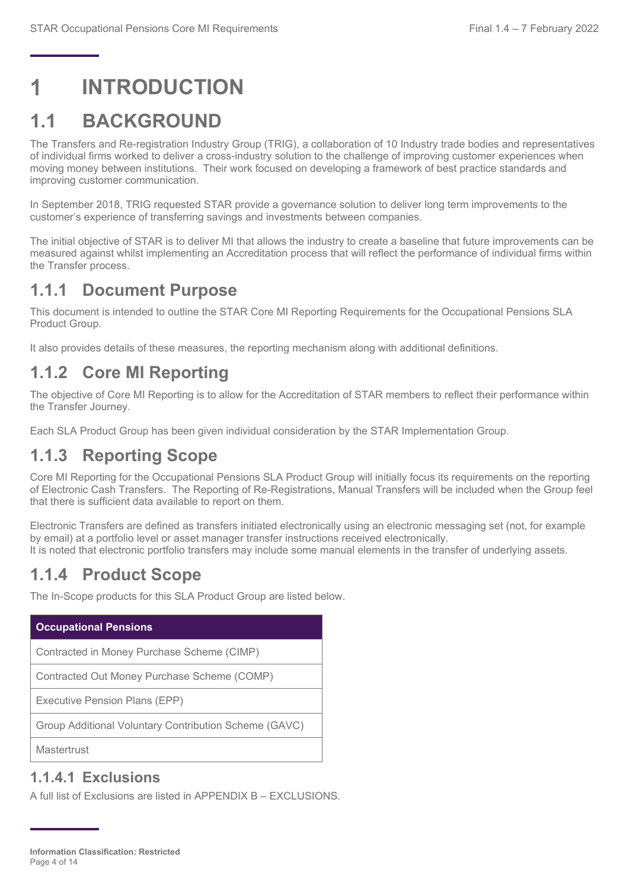# 1 INTRODUCTION

## 1.1 BACKGROUND

The Transfers and Re-registration Industry Group (TRIG), a collaboration of 10 Industry trade bodies and representatives of individual firms worked to deliver a cross-industry solution to the challenge of improving customer experiences when moving money between institutions. Their work focused on developing a framework of best practice standards and improving customer communication.

In September 2018, TRIG requested STAR provide a governance solution to deliver long term improvements to the customer's experience of transferring savings and investments between companies.

The initial objective of STAR is to deliver MI that allows the industry to create a baseline that future improvements can be measured against whilst implementing an Accreditation process that will reflect the performance of individual firms within the Transfer process.

### 1.1.1 Document Purpose

This document is intended to outline the STAR Core MI Reporting Requirements for the Occupational Pensions SLA Product Group.

It also provides details of these measures, the reporting mechanism along with additional definitions.

### 1.1.2 Core MI Reporting

The objective of Core MI Reporting is to allow for the Accreditation of STAR members to reflect their performance within the Transfer Journey.

Each SLA Product Group has been given individual consideration by the STAR Implementation Group.

### 1.1.3 Reporting Scope

Core MI Reporting for the Occupational Pensions SLA Product Group will initially focus its requirements on the reporting of Electronic Cash Transfers. The Reporting of Re-Registrations, Manual Transfers will be included when the Group feel that there is sufficient data available to report on them.

Electronic Transfers are defined as transfers initiated electronically using an electronic messaging set (not, for example by email) at a portfolio level or asset manager transfer instructions received electronically.
It is noted that electronic portfolio transfers may include some manual elements in the transfer of underlying assets.

### 1.1.4 Product Scope

The In-Scope products for this SLA Product Group are listed below.

| Occupational Pensions |
|---|
| Contracted in Money Purchase Scheme (CIMP) |
| Contracted Out Money Purchase Scheme (COMP) |
| Executive Pension Plans (EPP) |
| Group Additional Voluntary Contribution Scheme (GAVC) |
| Mastertrust |

#### 1.1.4.1 Exclusions

A full list of Exclusions are listed in APPENDIX B – EXCLUSIONS.

**Information Classification: Restricted**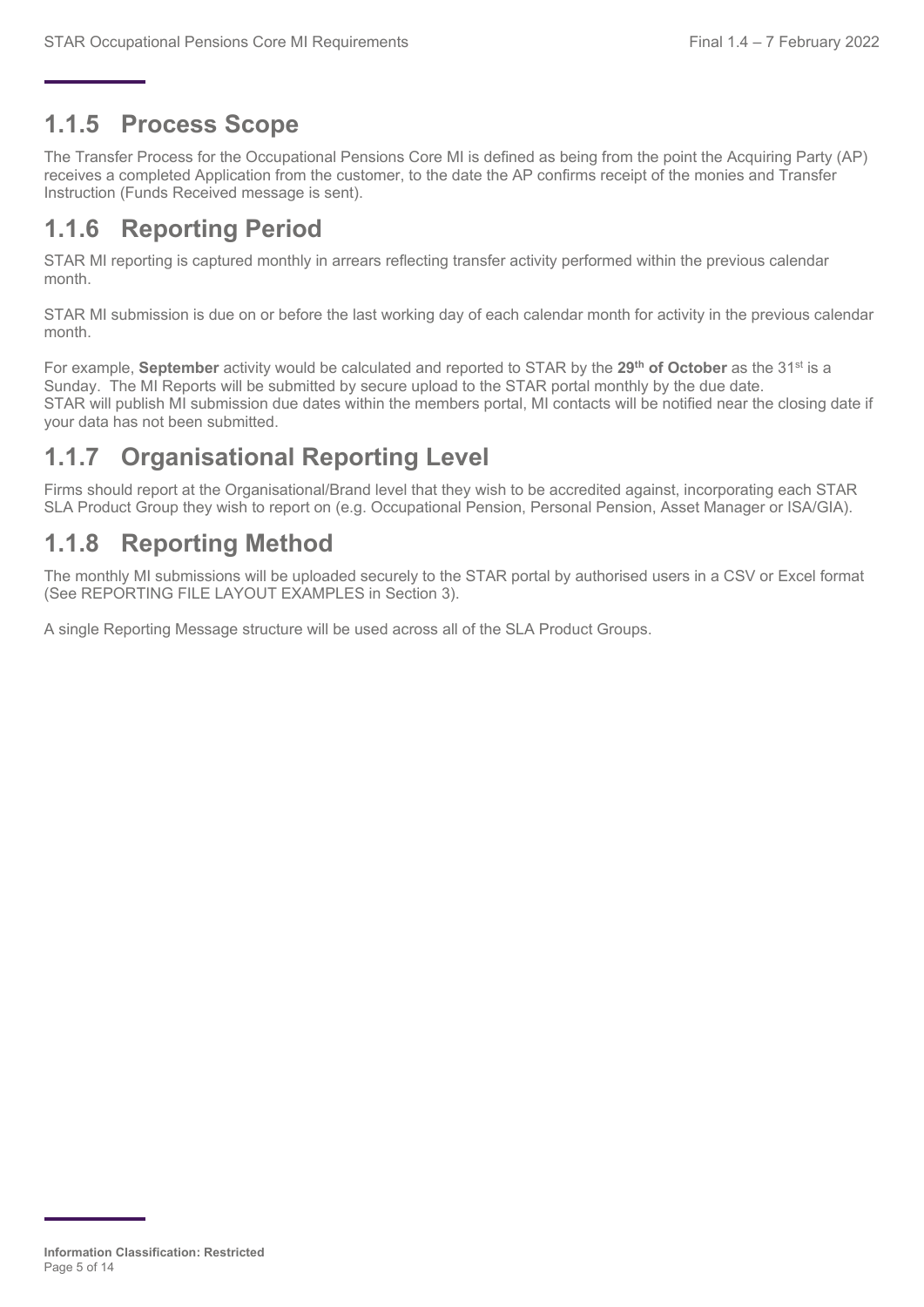## 1.1.5 Process Scope

The Transfer Process for the Occupational Pensions Core MI is defined as being from the point the Acquiring Party (AP) receives a completed Application from the customer, to the date the AP confirms receipt of the monies and Transfer Instruction (Funds Received message is sent).

## 1.1.6 Reporting Period

STAR MI reporting is captured monthly in arrears reflecting transfer activity performed within the previous calendar month.

STAR MI submission is due on or before the last working day of each calendar month for activity in the previous calendar month.

For example, **September** activity would be calculated and reported to STAR by the **29th of October** as the 31st is a Sunday. The MI Reports will be submitted by secure upload to the STAR portal monthly by the due date. STAR will publish MI submission due dates within the members portal, MI contacts will be notified near the closing date if your data has not been submitted.

## 1.1.7 Organisational Reporting Level

Firms should report at the Organisational/Brand level that they wish to be accredited against, incorporating each STAR SLA Product Group they wish to report on (e.g. Occupational Pension, Personal Pension, Asset Manager or ISA/GIA).

## 1.1.8 Reporting Method

The monthly MI submissions will be uploaded securely to the STAR portal by authorised users in a CSV or Excel format (See REPORTING FILE LAYOUT EXAMPLES in Section 3).

A single Reporting Message structure will be used across all of the SLA Product Groups.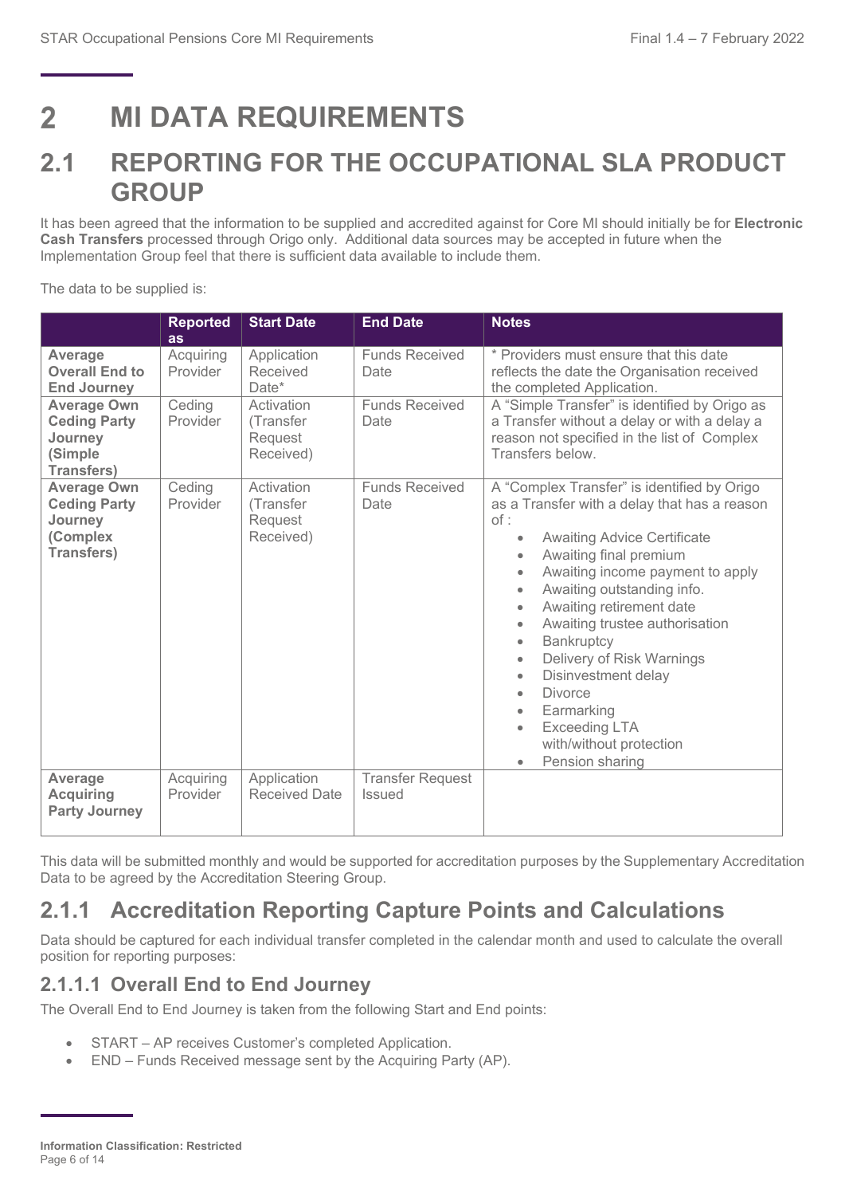// 2 MI DATA REQUIREMENTS

## 2.1 REPORTING FOR THE OCCUPATIONAL SLA PRODUCT GROUP

It has been agreed that the information to be supplied and accredited against for Core MI should initially be for **Electronic Cash Transfers** processed through Origo only. Additional data sources may be accepted in future when the Implementation Group feel that there is sufficient data available to include them.

The data to be supplied is:

| | Reported as | Start Date | End Date | Notes |
|---|---|---|---|---|
| **Average Overall End to End Journey** | Acquiring Provider | Application Received Date* | Funds Received Date | * Providers must ensure that this date reflects the date the Organisation received the completed Application. |
| **Average Own Ceding Party Journey (Simple Transfers)** | Ceding Provider | Activation (Transfer Request Received) | Funds Received Date | A "Simple Transfer" is identified by Origo as a Transfer without a delay or with a delay a reason not specified in the list of Complex Transfers below. |
| **Average Own Ceding Party Journey (Complex Transfers)** | Ceding Provider | Activation (Transfer Request Received) | Funds Received Date | A "Complex Transfer" is identified by Origo as a Transfer with a delay that has a reason of : <br>• Awaiting Advice Certificate<br>• Awaiting final premium<br>• Awaiting income payment to apply<br>• Awaiting outstanding info.<br>• Awaiting retirement date<br>• Awaiting trustee authorisation<br>• Bankruptcy<br>• Delivery of Risk Warnings<br>• Disinvestment delay<br>• Divorce<br>• Earmarking<br>• Exceeding LTA with/without protection<br>• Pension sharing |
| **Average Acquiring Party Journey** | Acquiring Provider | Application Received Date | Transfer Request Issued | |

This data will be submitted monthly and would be supported for accreditation purposes by the Supplementary Accreditation Data to be agreed by the Accreditation Steering Group.

### 2.1.1 Accreditation Reporting Capture Points and Calculations

Data should be captured for each individual transfer completed in the calendar month and used to calculate the overall position for reporting purposes:

#### 2.1.1.1 Overall End to End Journey

The Overall End to End Journey is taken from the following Start and End points:

- START – AP receives Customer's completed Application.
- END – Funds Received message sent by the Acquiring Party (AP).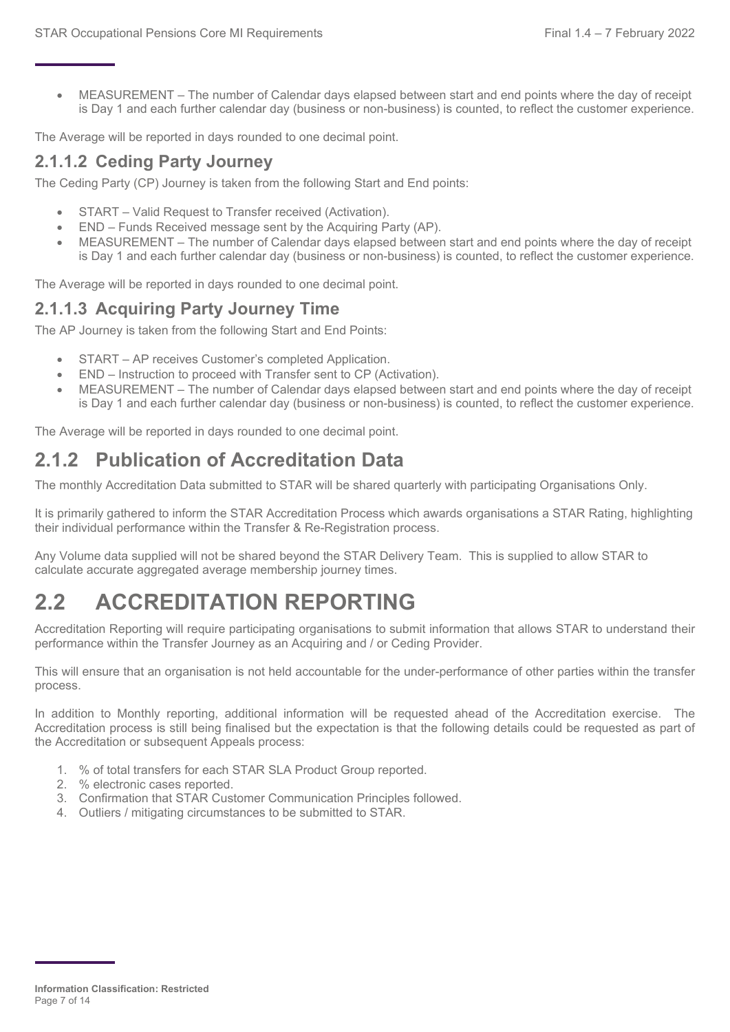- MEASUREMENT – The number of Calendar days elapsed between start and end points where the day of receipt is Day 1 and each further calendar day (business or non-business) is counted, to reflect the customer experience.

The Average will be reported in days rounded to one decimal point.

### 2.1.1.2 Ceding Party Journey

The Ceding Party (CP) Journey is taken from the following Start and End points:

- START – Valid Request to Transfer received (Activation).
- END – Funds Received message sent by the Acquiring Party (AP).
- MEASUREMENT – The number of Calendar days elapsed between start and end points where the day of receipt is Day 1 and each further calendar day (business or non-business) is counted, to reflect the customer experience.

The Average will be reported in days rounded to one decimal point.

### 2.1.1.3 Acquiring Party Journey Time

The AP Journey is taken from the following Start and End Points:

- START – AP receives Customer's completed Application.
- END – Instruction to proceed with Transfer sent to CP (Activation).
- MEASUREMENT – The number of Calendar days elapsed between start and end points where the day of receipt is Day 1 and each further calendar day (business or non-business) is counted, to reflect the customer experience.

The Average will be reported in days rounded to one decimal point.

## 2.1.2 Publication of Accreditation Data

The monthly Accreditation Data submitted to STAR will be shared quarterly with participating Organisations Only.

It is primarily gathered to inform the STAR Accreditation Process which awards organisations a STAR Rating, highlighting their individual performance within the Transfer & Re-Registration process.

Any Volume data supplied will not be shared beyond the STAR Delivery Team. This is supplied to allow STAR to calculate accurate aggregated average membership journey times.

# 2.2 ACCREDITATION REPORTING

Accreditation Reporting will require participating organisations to submit information that allows STAR to understand their performance within the Transfer Journey as an Acquiring and / or Ceding Provider.

This will ensure that an organisation is not held accountable for the under-performance of other parties within the transfer process.

In addition to Monthly reporting, additional information will be requested ahead of the Accreditation exercise. The Accreditation process is still being finalised but the expectation is that the following details could be requested as part of the Accreditation or subsequent Appeals process:

1. % of total transfers for each STAR SLA Product Group reported.
2. % electronic cases reported.
3. Confirmation that STAR Customer Communication Principles followed.
4. Outliers / mitigating circumstances to be submitted to STAR.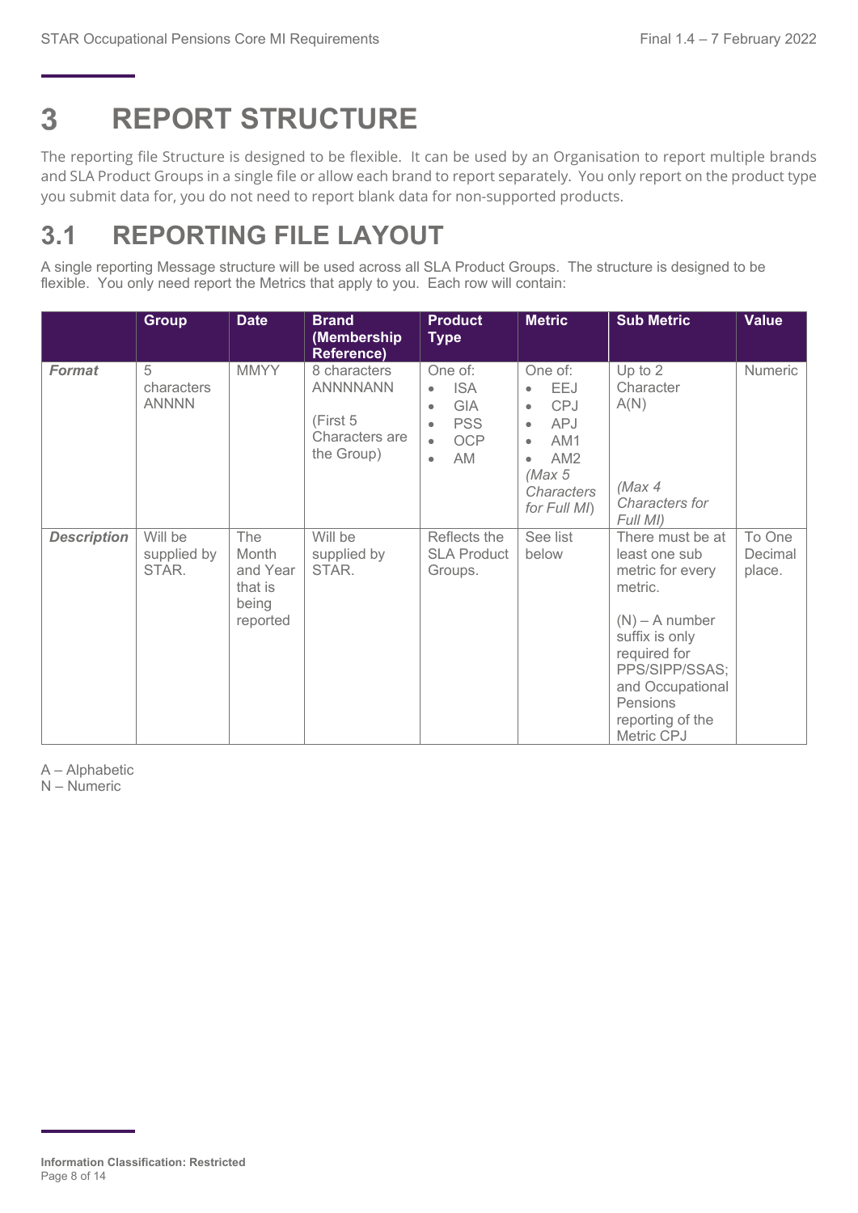# 3 REPORT STRUCTURE

The reporting file Structure is designed to be flexible. It can be used by an Organisation to report multiple brands and SLA Product Groups in a single file or allow each brand to report separately. You only report on the product type you submit data for, you do not need to report blank data for non-supported products.

## 3.1 REPORTING FILE LAYOUT

A single reporting Message structure will be used across all SLA Product Groups. The structure is designed to be flexible. You only need report the Metrics that apply to you. Each row will contain:

| | Group | Date | Brand (Membership Reference) | Product Type | Metric | Sub Metric | Value |
|---|---|---|---|---|---|---|---|
| ***Format*** | 5 characters ANNNN | MMYY | 8 characters ANNNNANN<br><br>(First 5 Characters are the Group) | One of:<br>• ISA<br>• GIA<br>• PSS<br>• OCP<br>• AM | One of:<br>• EEJ<br>• CPJ<br>• APJ<br>• AM1<br>• AM2<br>*(Max 5 Characters for Full MI)* | Up to 2 Character A(N)<br><br>*(Max 4 Characters for Full MI)* | Numeric |
| ***Description*** | Will be supplied by STAR. | The Month and Year that is being reported | Will be supplied by STAR. | Reflects the SLA Product Groups. | See list below | There must be at least one sub metric for every metric.<br><br>(N) – A number suffix is only required for PPS/SIPP/SSAS; and Occupational Pensions reporting of the Metric CPJ | To One Decimal place. |

A – Alphabetic
N – Numeric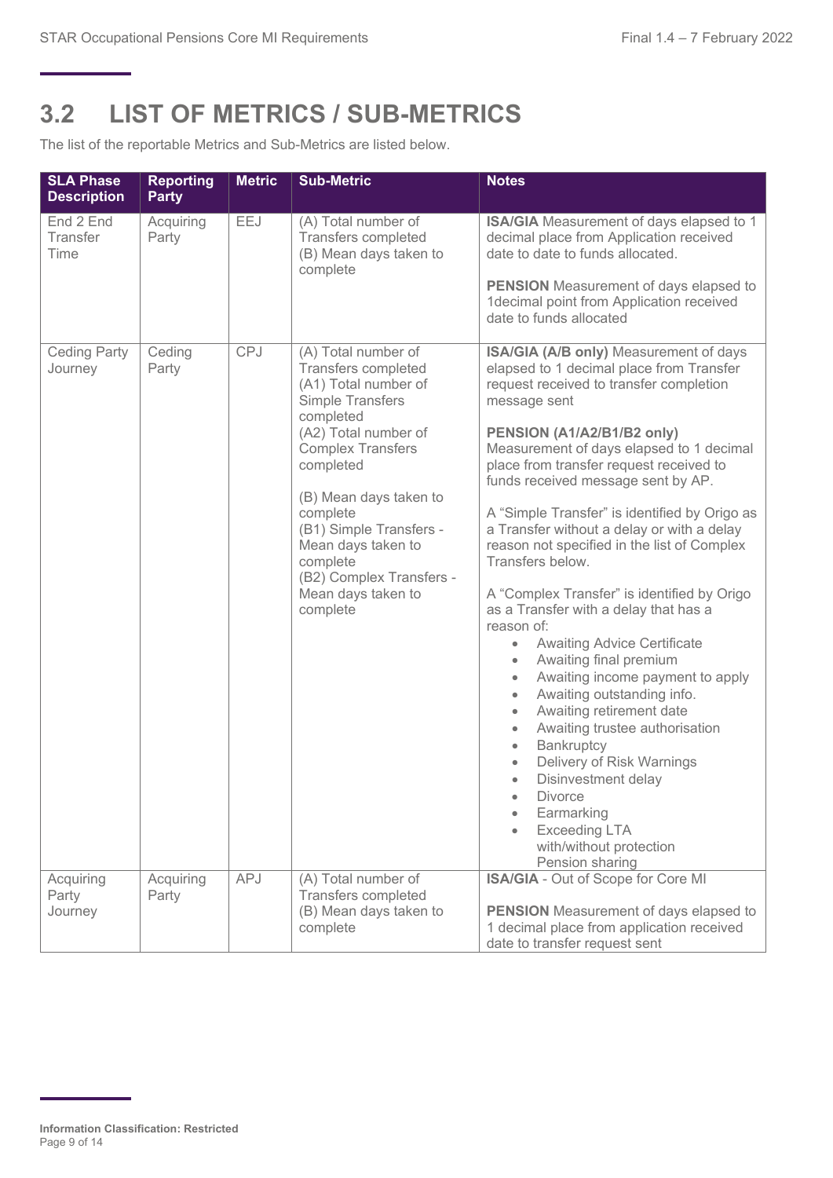## 3.2 LIST OF METRICS / SUB-METRICS

The list of the reportable Metrics and Sub-Metrics are listed below.

| SLA Phase Description | Reporting Party | Metric | Sub-Metric | Notes |
|---|---|---|---|---|
| End 2 End Transfer Time | Acquiring Party | EEJ | (A) Total number of Transfers completed<br>(B) Mean days taken to complete | **ISA/GIA** Measurement of days elapsed to 1 decimal place from Application received date to date to funds allocated.<br><br>**PENSION** Measurement of days elapsed to 1decimal point from Application received date to funds allocated |
| Ceding Party Journey | Ceding Party | CPJ | (A) Total number of Transfers completed<br>(A1) Total number of Simple Transfers completed<br>(A2) Total number of Complex Transfers completed<br><br>(B) Mean days taken to complete<br>(B1) Simple Transfers - Mean days taken to complete<br>(B2) Complex Transfers - Mean days taken to complete | **ISA/GIA (A/B only)** Measurement of days elapsed to 1 decimal place from Transfer request received to transfer completion message sent<br><br>**PENSION (A1/A2/B1/B2 only)** Measurement of days elapsed to 1 decimal place from transfer request received to funds received message sent by AP.<br><br>A "Simple Transfer" is identified by Origo as a Transfer without a delay or with a delay reason not specified in the list of Complex Transfers below.<br><br>A "Complex Transfer" is identified by Origo as a Transfer with a delay that has a reason of:<br>• Awaiting Advice Certificate<br>• Awaiting final premium<br>• Awaiting income payment to apply<br>• Awaiting outstanding info.<br>• Awaiting retirement date<br>• Awaiting trustee authorisation<br>• Bankruptcy<br>• Delivery of Risk Warnings<br>• Disinvestment delay<br>• Divorce<br>• Earmarking<br>• Exceeding LTA with/without protection<br>Pension sharing |
| Acquiring Party Journey | Acquiring Party | APJ | (A) Total number of Transfers completed<br>(B) Mean days taken to complete | **ISA/GIA** - Out of Scope for Core MI<br><br>**PENSION** Measurement of days elapsed to 1 decimal place from application received date to transfer request sent |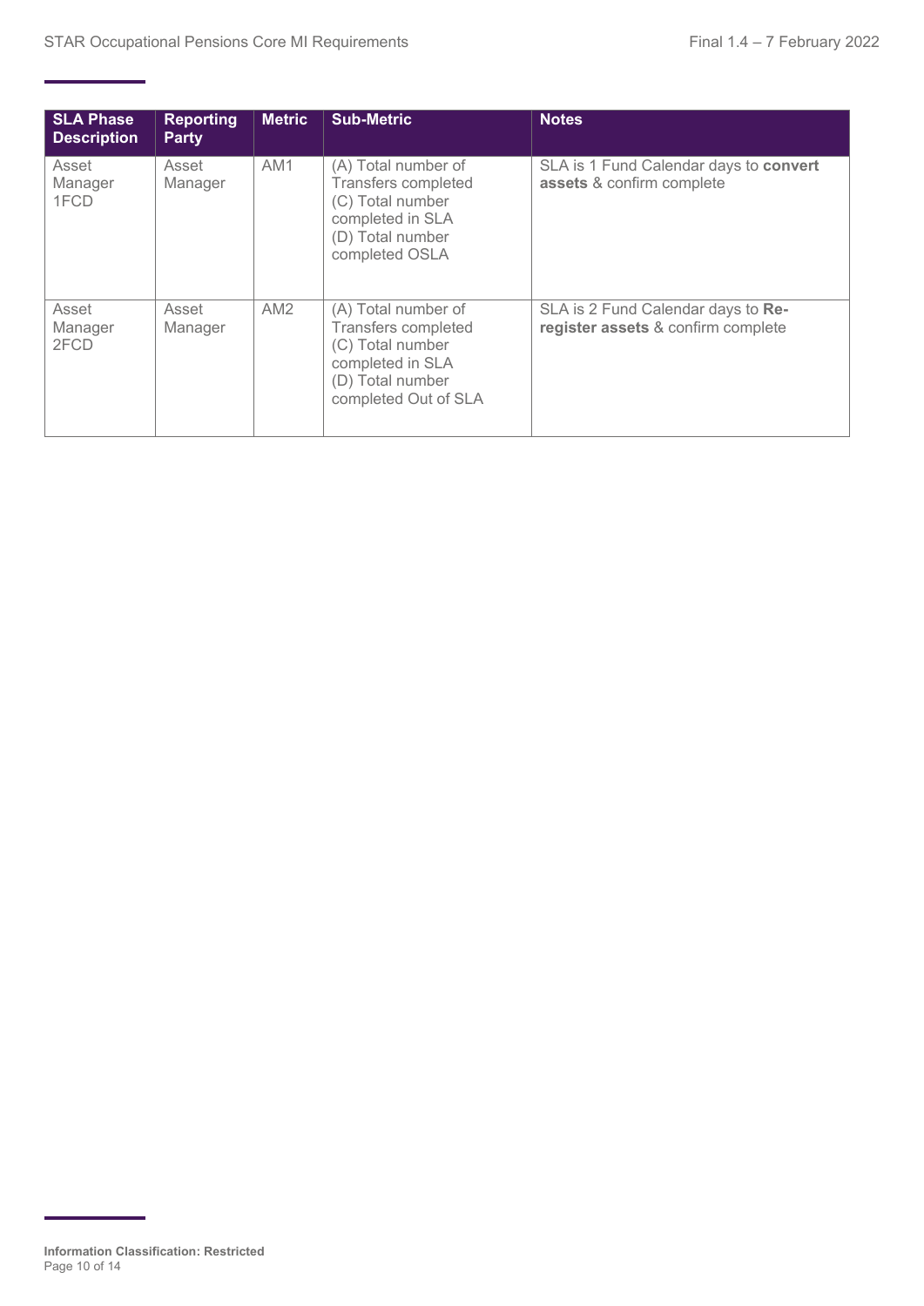| SLA Phase Description | Reporting Party | Metric | Sub-Metric | Notes |
|---|---|---|---|---|
| Asset Manager 1FCD | Asset Manager | AM1 | (A) Total number of Transfers completed<br>(C) Total number completed in SLA<br>(D) Total number completed OSLA | SLA is 1 Fund Calendar days to **convert assets** & confirm complete |
| Asset Manager 2FCD | Asset Manager | AM2 | (A) Total number of Transfers completed<br>(C) Total number completed in SLA<br>(D) Total number completed Out of SLA | SLA is 2 Fund Calendar days to **Re-register assets** & confirm complete |

**Information Classification: Restricted**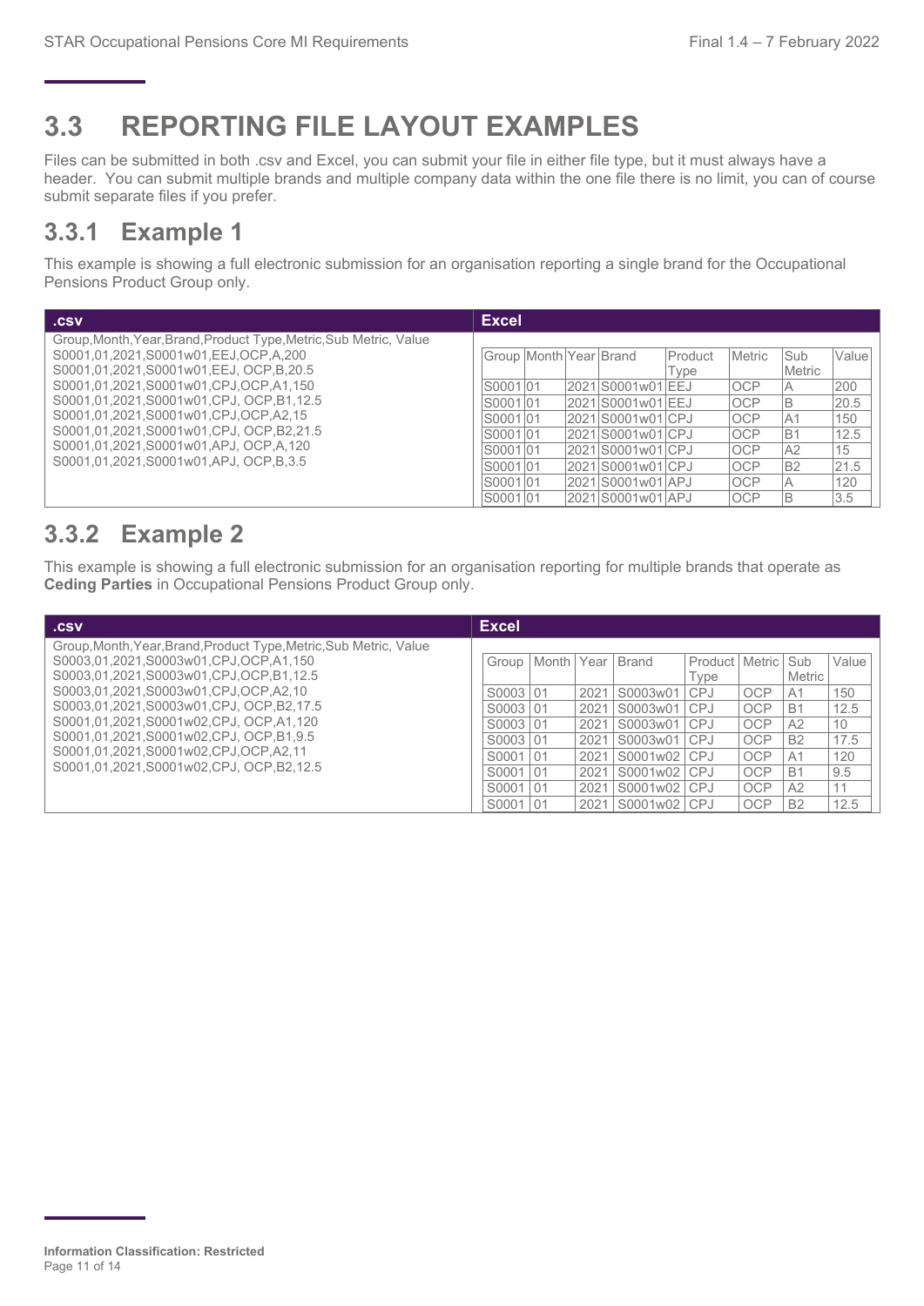## 3.3 REPORTING FILE LAYOUT EXAMPLES

Files can be submitted in both .csv and Excel, you can submit your file in either file type, but it must always have a header. You can submit multiple brands and multiple company data within the one file there is no limit, you can of course submit separate files if you prefer.

### 3.3.1 Example 1

This example is showing a full electronic submission for an organisation reporting a single brand for the Occupational Pensions Product Group only.

**.csv**

```
Group,Month,Year,Brand,Product Type,Metric,Sub Metric, Value
S0001,01,2021,S0001w01,EEJ,OCP,A,200
S0001,01,2021,S0001w01,EEJ, OCP,B,20.5
S0001,01,2021,S0001w01,CPJ,OCP,A1,150
S0001,01,2021,S0001w01,CPJ, OCP,B1,12.5
S0001,01,2021,S0001w01,CPJ,OCP,A2,15
S0001,01,2021,S0001w01,CPJ, OCP,B2,21.5
S0001,01,2021,S0001w01,APJ, OCP,A,120
S0001,01,2021,S0001w01,APJ, OCP,B,3.5
```

**Excel**

| Group | Month | Year | Brand | Product Type | Metric | Sub Metric | Value |
|---|---|---|---|---|---|---|---|
| S0001 | 01 | 2021 | S0001w01 | EEJ | OCP | A | 200 |
| S0001 | 01 | 2021 | S0001w01 | EEJ | OCP | B | 20.5 |
| S0001 | 01 | 2021 | S0001w01 | CPJ | OCP | A1 | 150 |
| S0001 | 01 | 2021 | S0001w01 | CPJ | OCP | B1 | 12.5 |
| S0001 | 01 | 2021 | S0001w01 | CPJ | OCP | A2 | 15 |
| S0001 | 01 | 2021 | S0001w01 | CPJ | OCP | B2 | 21.5 |
| S0001 | 01 | 2021 | S0001w01 | APJ | OCP | A | 120 |
| S0001 | 01 | 2021 | S0001w01 | APJ | OCP | B | 3.5 |

### 3.3.2 Example 2

This example is showing a full electronic submission for an organisation reporting for multiple brands that operate as **Ceding Parties** in Occupational Pensions Product Group only.

**.csv**

```
Group,Month,Year,Brand,Product Type,Metric,Sub Metric, Value
S0003,01,2021,S0003w01,CPJ,OCP,A1,150
S0003,01,2021,S0003w01,CPJ,OCP,B1,12.5
S0003,01,2021,S0003w01,CPJ,OCP,A2,10
S0003,01,2021,S0003w01,CPJ, OCP,B2,17.5
S0001,01,2021,S0001w02,CPJ, OCP,A1,120
S0001,01,2021,S0001w02,CPJ, OCP,B1,9.5
S0001,01,2021,S0001w02,CPJ,OCP,A2,11
S0001,01,2021,S0001w02,CPJ, OCP,B2,12.5
```

**Excel**

| Group | Month | Year | Brand | Product Type | Metric | Sub Metric | Value |
|---|---|---|---|---|---|---|---|
| S0003 | 01 | 2021 | S0003w01 | CPJ | OCP | A1 | 150 |
| S0003 | 01 | 2021 | S0003w01 | CPJ | OCP | B1 | 12.5 |
| S0003 | 01 | 2021 | S0003w01 | CPJ | OCP | A2 | 10 |
| S0003 | 01 | 2021 | S0003w01 | CPJ | OCP | B2 | 17.5 |
| S0001 | 01 | 2021 | S0001w02 | CPJ | OCP | A1 | 120 |
| S0001 | 01 | 2021 | S0001w02 | CPJ | OCP | B1 | 9.5 |
| S0001 | 01 | 2021 | S0001w02 | CPJ | OCP | A2 | 11 |
| S0001 | 01 | 2021 | S0001w02 | CPJ | OCP | B2 | 12.5 |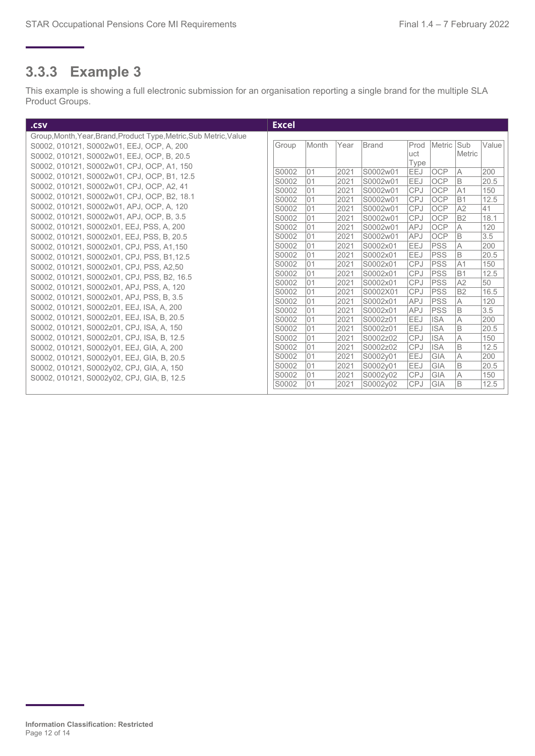## 3.3.3 Example 3

This example is showing a full electronic submission for an organisation reporting a single brand for the multiple SLA Product Groups.

**.csv**

```
Group,Month,Year,Brand,Product Type,Metric,Sub Metric,Value
S0002, 010121, S0002w01, EEJ, OCP, A, 200
S0002, 010121, S0002w01, EEJ, OCP, B, 20.5
S0002, 010121, S0002w01, CPJ, OCP, A1, 150
S0002, 010121, S0002w01, CPJ, OCP, B1, 12.5
S0002, 010121, S0002w01, CPJ, OCP, A2, 41
S0002, 010121, S0002w01, CPJ, OCP, B2, 18.1
S0002, 010121, S0002w01, APJ, OCP, A, 120
S0002, 010121, S0002w01, APJ, OCP, B, 3.5
S0002, 010121, S0002x01, EEJ, PSS, A, 200
S0002, 010121, S0002x01, EEJ, PSS, B, 20.5
S0002, 010121, S0002x01, CPJ, PSS, A1,150
S0002, 010121, S0002x01, CPJ, PSS, B1,12.5
S0002, 010121, S0002x01, CPJ, PSS, A2,50
S0002, 010121, S0002x01, CPJ, PSS, B2, 16.5
S0002, 010121, S0002x01, APJ, PSS, A, 120
S0002, 010121, S0002x01, APJ, PSS, B, 3.5
S0002, 010121, S0002z01, EEJ, ISA, A, 200
S0002, 010121, S0002z01, EEJ, ISA, B, 20.5
S0002, 010121, S0002z01, CPJ, ISA, A, 150
S0002, 010121, S0002z01, CPJ, ISA, B, 12.5
S0002, 010121, S0002y01, EEJ, GIA, A, 200
S0002, 010121, S0002y01, EEJ, GIA, B, 20.5
S0002, 010121, S0002y02, CPJ, GIA, A, 150
S0002, 010121, S0002y02, CPJ, GIA, B, 12.5
```

**Excel**

| Group | Month | Year | Brand | Product Type | Metric | Sub Metric | Value |
|---|---|---|---|---|---|---|---|
| S0002 | 01 | 2021 | S0002w01 | EEJ | OCP | A | 200 |
| S0002 | 01 | 2021 | S0002w01 | EEJ | OCP | B | 20.5 |
| S0002 | 01 | 2021 | S0002w01 | CPJ | OCP | A1 | 150 |
| S0002 | 01 | 2021 | S0002w01 | CPJ | OCP | B1 | 12.5 |
| S0002 | 01 | 2021 | S0002w01 | CPJ | OCP | A2 | 41 |
| S0002 | 01 | 2021 | S0002w01 | CPJ | OCP | B2 | 18.1 |
| S0002 | 01 | 2021 | S0002w01 | APJ | OCP | A | 120 |
| S0002 | 01 | 2021 | S0002w01 | APJ | OCP | B | 3.5 |
| S0002 | 01 | 2021 | S0002x01 | EEJ | PSS | A | 200 |
| S0002 | 01 | 2021 | S0002x01 | EEJ | PSS | B | 20.5 |
| S0002 | 01 | 2021 | S0002x01 | CPJ | PSS | A1 | 150 |
| S0002 | 01 | 2021 | S0002x01 | CPJ | PSS | B1 | 12.5 |
| S0002 | 01 | 2021 | S0002x01 | CPJ | PSS | A2 | 50 |
| S0002 | 01 | 2021 | S0002X01 | CPJ | PSS | B2 | 16.5 |
| S0002 | 01 | 2021 | S0002x01 | APJ | PSS | A | 120 |
| S0002 | 01 | 2021 | S0002x01 | APJ | PSS | B | 3.5 |
| S0002 | 01 | 2021 | S0002z01 | EEJ | ISA | A | 200 |
| S0002 | 01 | 2021 | S0002z01 | EEJ | ISA | B | 20.5 |
| S0002 | 01 | 2021 | S0002z02 | CPJ | ISA | A | 150 |
| S0002 | 01 | 2021 | S0002z02 | CPJ | ISA | B | 12.5 |
| S0002 | 01 | 2021 | S0002y01 | EEJ | GIA | A | 200 |
| S0002 | 01 | 2021 | S0002y01 | EEJ | GIA | B | 20.5 |
| S0002 | 01 | 2021 | S0002y02 | CPJ | GIA | A | 150 |
| S0002 | 01 | 2021 | S0002y02 | CPJ | GIA | B | 12.5 |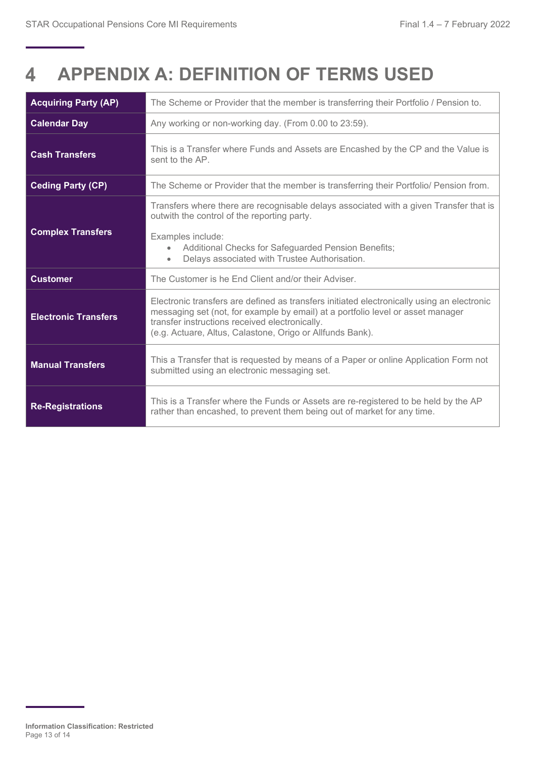# 4 APPENDIX A: DEFINITION OF TERMS USED

| | |
|---|---|
| **Acquiring Party (AP)** | The Scheme or Provider that the member is transferring their Portfolio / Pension to. |
| **Calendar Day** | Any working or non-working day. (From 0.00 to 23:59). |
| **Cash Transfers** | This is a Transfer where Funds and Assets are Encashed by the CP and the Value is sent to the AP. |
| **Ceding Party (CP)** | The Scheme or Provider that the member is transferring their Portfolio/ Pension from. |
| **Complex Transfers** | Transfers where there are recognisable delays associated with a given Transfer that is outwith the control of the reporting party.<br><br>Examples include:<br>• Additional Checks for Safeguarded Pension Benefits;<br>• Delays associated with Trustee Authorisation. |
| **Customer** | The Customer is he End Client and/or their Adviser. |
| **Electronic Transfers** | Electronic transfers are defined as transfers initiated electronically using an electronic messaging set (not, for example by email) at a portfolio level or asset manager transfer instructions received electronically.<br>(e.g. Actuare, Altus, Calastone, Origo or Allfunds Bank). |
| **Manual Transfers** | This a Transfer that is requested by means of a Paper or online Application Form not submitted using an electronic messaging set. |
| **Re-Registrations** | This is a Transfer where the Funds or Assets are re-registered to be held by the AP rather than encashed, to prevent them being out of market for any time. |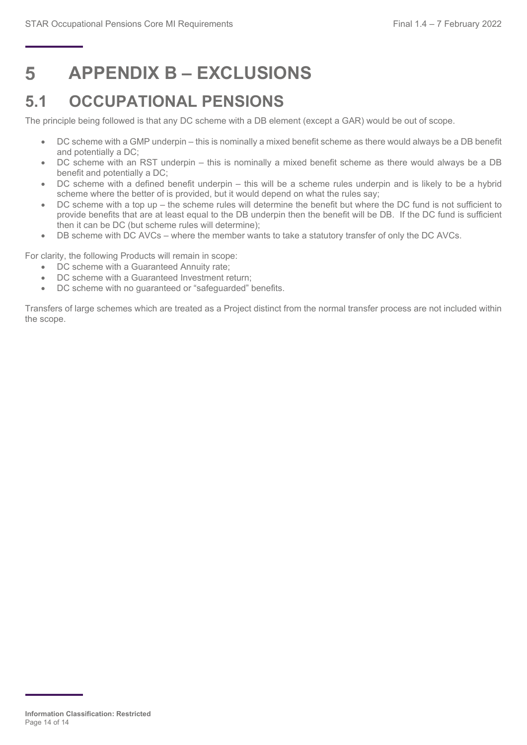# 5 APPENDIX B – EXCLUSIONS

## 5.1 OCCUPATIONAL PENSIONS

The principle being followed is that any DC scheme with a DB element (except a GAR) would be out of scope.

- DC scheme with a GMP underpin – this is nominally a mixed benefit scheme as there would always be a DB benefit and potentially a DC;
- DC scheme with an RST underpin – this is nominally a mixed benefit scheme as there would always be a DB benefit and potentially a DC;
- DC scheme with a defined benefit underpin – this will be a scheme rules underpin and is likely to be a hybrid scheme where the better of is provided, but it would depend on what the rules say;
- DC scheme with a top up – the scheme rules will determine the benefit but where the DC fund is not sufficient to provide benefits that are at least equal to the DB underpin then the benefit will be DB. If the DC fund is sufficient then it can be DC (but scheme rules will determine);
- DB scheme with DC AVCs – where the member wants to take a statutory transfer of only the DC AVCs.

For clarity, the following Products will remain in scope:

- DC scheme with a Guaranteed Annuity rate;
- DC scheme with a Guaranteed Investment return;
- DC scheme with no guaranteed or "safeguarded" benefits.

Transfers of large schemes which are treated as a Project distinct from the normal transfer process are not included within the scope.